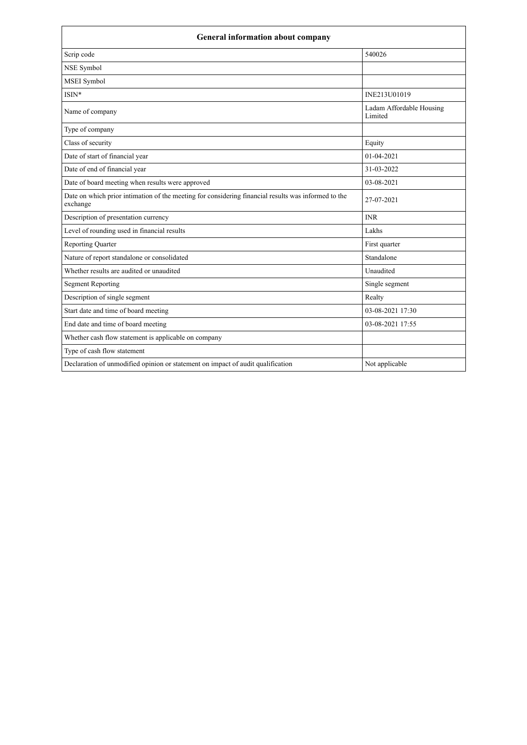| General information about company | |
|---|---|
| Scrip code | 540026 |
| NSE Symbol | |
| MSEI Symbol | |
| ISIN* | INE213U01019 |
| Name of company | Ladam Affordable Housing Limited |
| Type of company | |
| Class of security | Equity |
| Date of start of financial year | 01-04-2021 |
| Date of end of financial year | 31-03-2022 |
| Date of board meeting when results were approved | 03-08-2021 |
| Date on which prior intimation of the meeting for considering financial results was informed to the exchange | 27-07-2021 |
| Description of presentation currency | INR |
| Level of rounding used in financial results | Lakhs |
| Reporting Quarter | First quarter |
| Nature of report standalone or consolidated | Standalone |
| Whether results are audited or unaudited | Unaudited |
| Segment Reporting | Single segment |
| Description of single segment | Realty |
| Start date and time of board meeting | 03-08-2021 17:30 |
| End date and time of board meeting | 03-08-2021 17:55 |
| Whether cash flow statement is applicable on company | |
| Type of cash flow statement | |
| Declaration of unmodified opinion or statement on impact of audit qualification | Not applicable |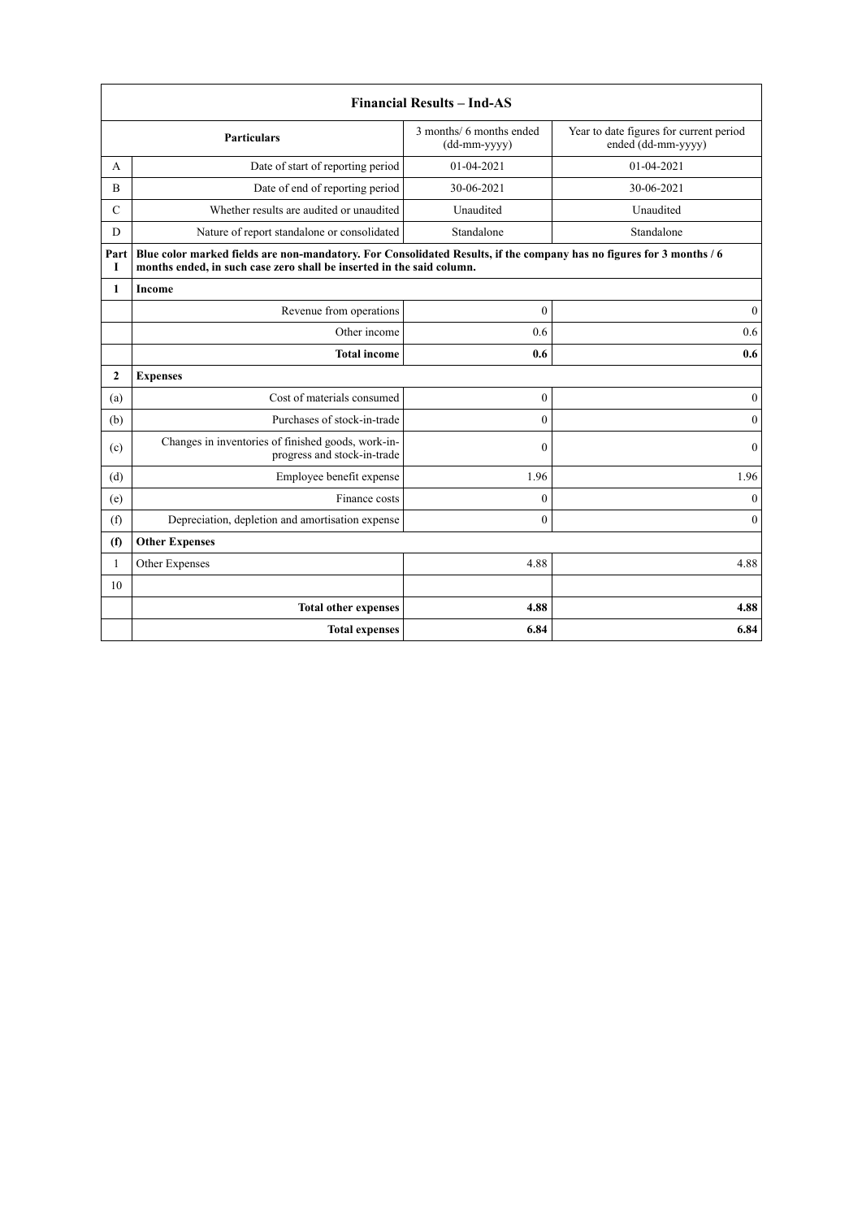| Financial Results – Ind-AS | | | |
|---|---|---|---|
| | **Particulars** | 3 months/ 6 months ended (dd-mm-yyyy) | Year to date figures for current period ended (dd-mm-yyyy) |
| A | Date of start of reporting period | 01-04-2021 | 01-04-2021 |
| B | Date of end of reporting period | 30-06-2021 | 30-06-2021 |
| C | Whether results are audited or unaudited | Unaudited | Unaudited |
| D | Nature of report standalone or consolidated | Standalone | Standalone |
| **Part I** | **Blue color marked fields are non-mandatory. For Consolidated Results, if the company has no figures for 3 months / 6 months ended, in such case zero shall be inserted in the said column.** | | |
| **1** | **Income** | | |
| | Revenue from operations | 0 | 0 |
| | Other income | 0.6 | 0.6 |
| | **Total income** | **0.6** | **0.6** |
| **2** | **Expenses** | | |
| (a) | Cost of materials consumed | 0 | 0 |
| (b) | Purchases of stock-in-trade | 0 | 0 |
| (c) | Changes in inventories of finished goods, work-in-progress and stock-in-trade | 0 | 0 |
| (d) | Employee benefit expense | 1.96 | 1.96 |
| (e) | Finance costs | 0 | 0 |
| (f) | Depreciation, depletion and amortisation expense | 0 | 0 |
| **(f)** | **Other Expenses** | | |
| 1 | Other Expenses | 4.88 | 4.88 |
| 10 | | | |
| | **Total other expenses** | **4.88** | **4.88** |
| | **Total expenses** | **6.84** | **6.84** |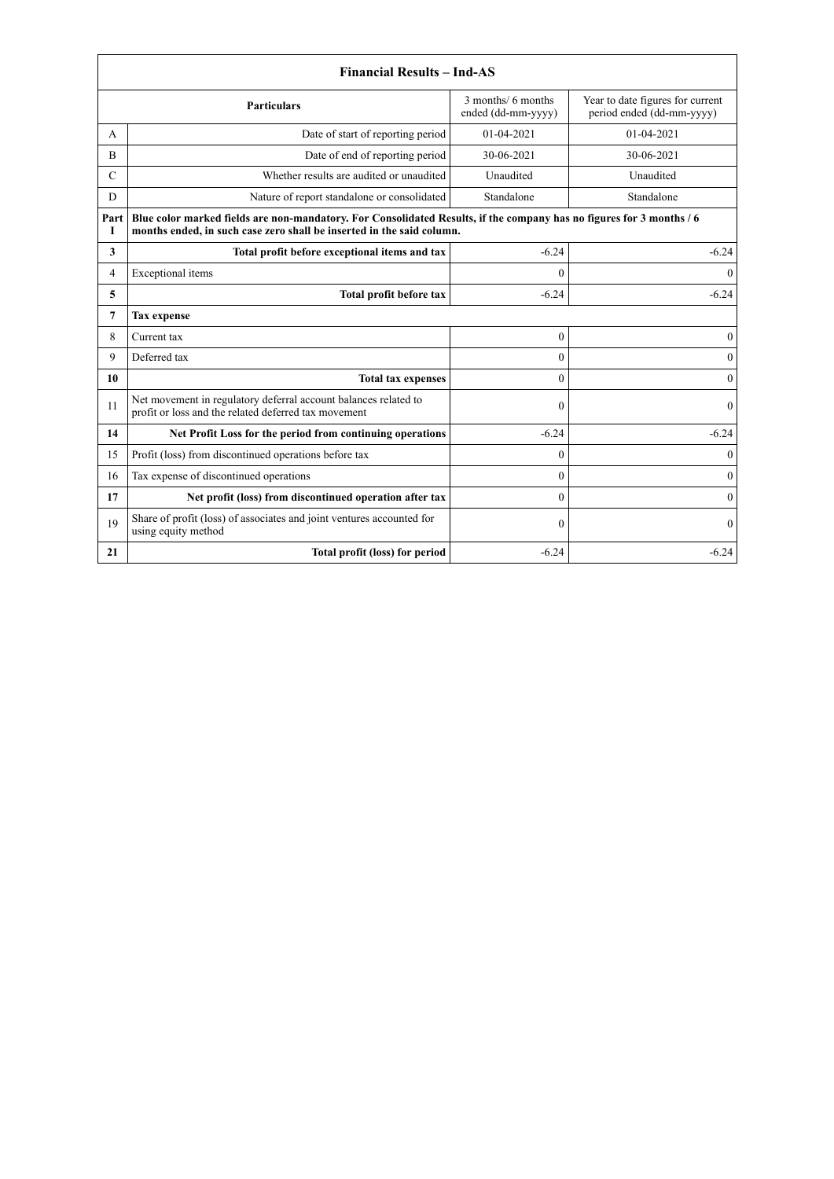| Financial Results – Ind-AS | | | |
|---|---|---|---|
| | **Particulars** | 3 months/ 6 months ended (dd-mm-yyyy) | Year to date figures for current period ended (dd-mm-yyyy) |
| A | Date of start of reporting period | 01-04-2021 | 01-04-2021 |
| B | Date of end of reporting period | 30-06-2021 | 30-06-2021 |
| C | Whether results are audited or unaudited | Unaudited | Unaudited |
| D | Nature of report standalone or consolidated | Standalone | Standalone |
| **Part I** | **Blue color marked fields are non-mandatory. For Consolidated Results, if the company has no figures for 3 months / 6 months ended, in such case zero shall be inserted in the said column.** | | |
| **3** | **Total profit before exceptional items and tax** | -6.24 | -6.24 |
| 4 | Exceptional items | 0 | 0 |
| **5** | **Total profit before tax** | -6.24 | -6.24 |
| **7** | **Tax expense** | | |
| 8 | Current tax | 0 | 0 |
| 9 | Deferred tax | 0 | 0 |
| **10** | **Total tax expenses** | 0 | 0 |
| 11 | Net movement in regulatory deferral account balances related to profit or loss and the related deferred tax movement | 0 | 0 |
| **14** | **Net Profit Loss for the period from continuing operations** | -6.24 | -6.24 |
| 15 | Profit (loss) from discontinued operations before tax | 0 | 0 |
| 16 | Tax expense of discontinued operations | 0 | 0 |
| **17** | **Net profit (loss) from discontinued operation after tax** | 0 | 0 |
| 19 | Share of profit (loss) of associates and joint ventures accounted for using equity method | 0 | 0 |
| **21** | **Total profit (loss) for period** | -6.24 | -6.24 |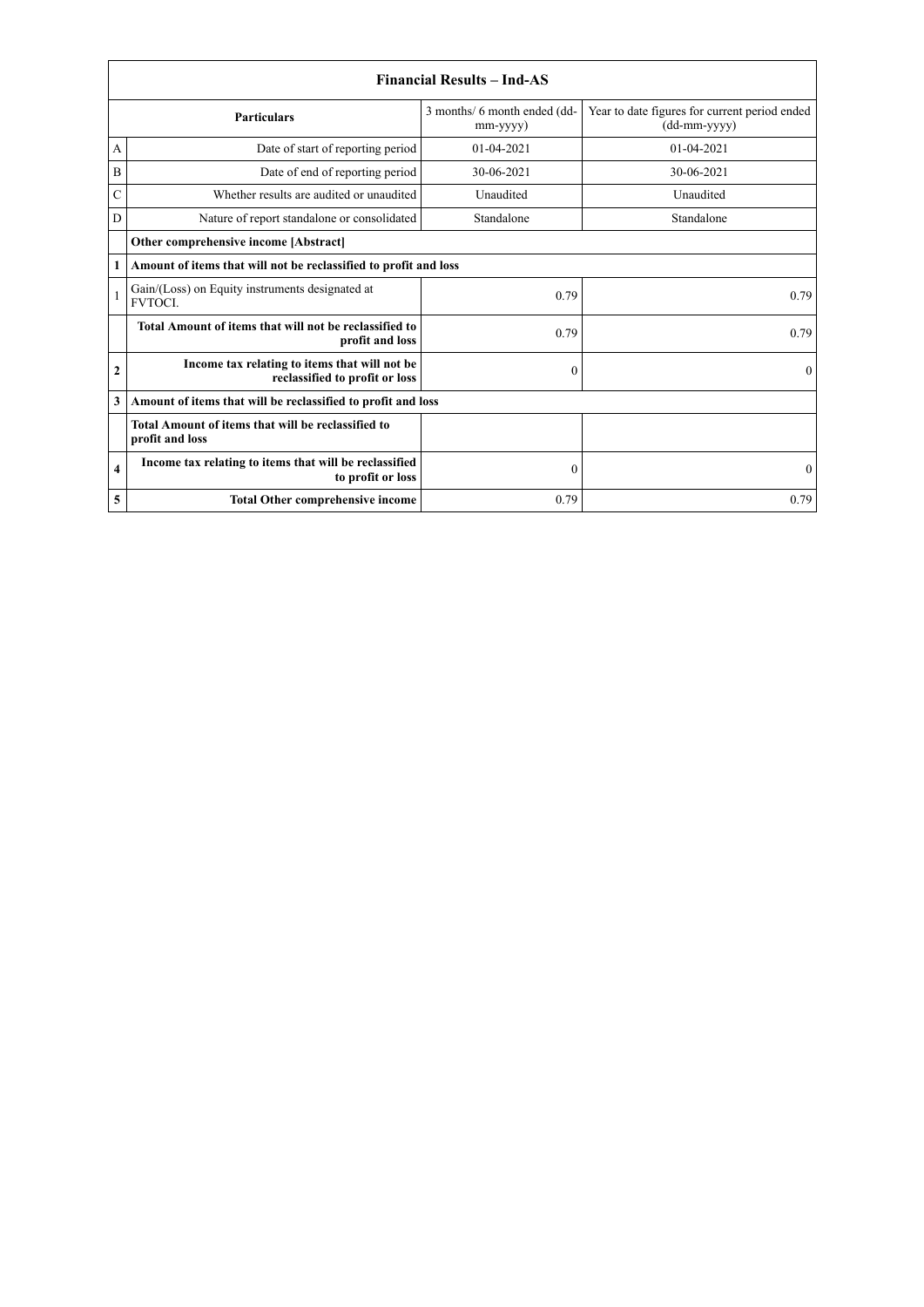| Financial Results – Ind-AS | | | |
|---|---|---|---|
| | **Particulars** | 3 months/ 6 month ended (dd-mm-yyyy) | Year to date figures for current period ended (dd-mm-yyyy) |
| A | Date of start of reporting period | 01-04-2021 | 01-04-2021 |
| B | Date of end of reporting period | 30-06-2021 | 30-06-2021 |
| C | Whether results are audited or unaudited | Unaudited | Unaudited |
| D | Nature of report standalone or consolidated | Standalone | Standalone |
| | **Other comprehensive income [Abstract]** | | |
| **1** | **Amount of items that will not be reclassified to profit and loss** | | |
| 1 | Gain/(Loss) on Equity instruments designated at FVTOCI. | 0.79 | 0.79 |
| | **Total Amount of items that will not be reclassified to profit and loss** | 0.79 | 0.79 |
| **2** | **Income tax relating to items that will not be reclassified to profit or loss** | 0 | 0 |
| **3** | **Amount of items that will be reclassified to profit and loss** | | |
| | **Total Amount of items that will be reclassified to profit and loss** | | |
| **4** | **Income tax relating to items that will be reclassified to profit or loss** | 0 | 0 |
| **5** | **Total Other comprehensive income** | 0.79 | 0.79 |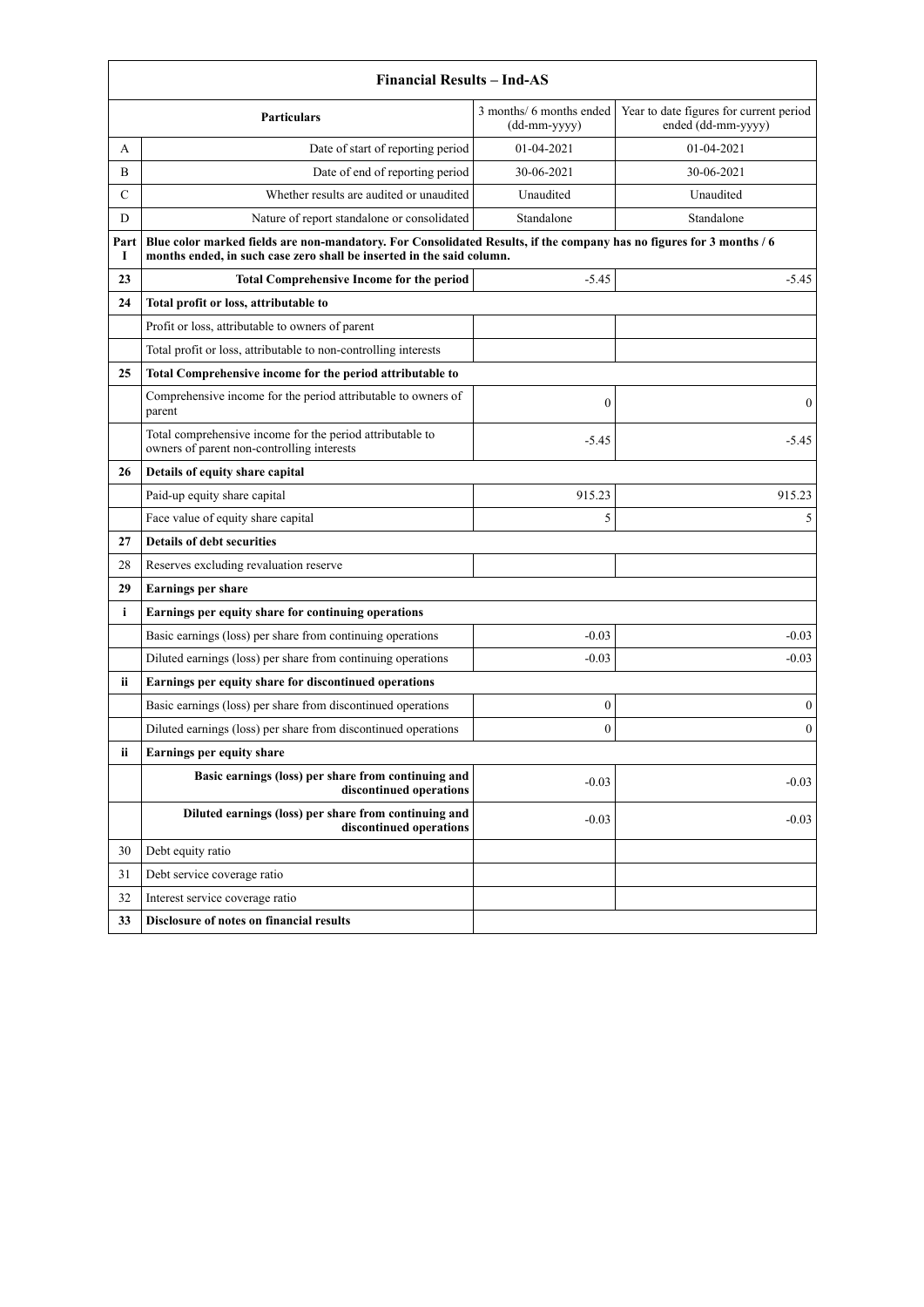| Financial Results – Ind-AS | | | |
|---|---|---|---|
| | **Particulars** | 3 months/ 6 months ended (dd-mm-yyyy) | Year to date figures for current period ended (dd-mm-yyyy) |
| A | Date of start of reporting period | 01-04-2021 | 01-04-2021 |
| B | Date of end of reporting period | 30-06-2021 | 30-06-2021 |
| C | Whether results are audited or unaudited | Unaudited | Unaudited |
| D | Nature of report standalone or consolidated | Standalone | Standalone |
| **Part I** | **Blue color marked fields are non-mandatory. For Consolidated Results, if the company has no figures for 3 months / 6 months ended, in such case zero shall be inserted in the said column.** | | |
| **23** | **Total Comprehensive Income for the period** | -5.45 | -5.45 |
| **24** | **Total profit or loss, attributable to** | | |
| | Profit or loss, attributable to owners of parent | | |
| | Total profit or loss, attributable to non-controlling interests | | |
| **25** | **Total Comprehensive income for the period attributable to** | | |
| | Comprehensive income for the period attributable to owners of parent | 0 | 0 |
| | Total comprehensive income for the period attributable to owners of parent non-controlling interests | -5.45 | -5.45 |
| **26** | **Details of equity share capital** | | |
| | Paid-up equity share capital | 915.23 | 915.23 |
| | Face value of equity share capital | 5 | 5 |
| **27** | **Details of debt securities** | | |
| 28 | Reserves excluding revaluation reserve | | |
| **29** | **Earnings per share** | | |
| **i** | **Earnings per equity share for continuing operations** | | |
| | Basic earnings (loss) per share from continuing operations | -0.03 | -0.03 |
| | Diluted earnings (loss) per share from continuing operations | -0.03 | -0.03 |
| **ii** | **Earnings per equity share for discontinued operations** | | |
| | Basic earnings (loss) per share from discontinued operations | 0 | 0 |
| | Diluted earnings (loss) per share from discontinued operations | 0 | 0 |
| **ii** | **Earnings per equity share** | | |
| | **Basic earnings (loss) per share from continuing and discontinued operations** | -0.03 | -0.03 |
| | **Diluted earnings (loss) per share from continuing and discontinued operations** | -0.03 | -0.03 |
| 30 | Debt equity ratio | | |
| 31 | Debt service coverage ratio | | |
| 32 | Interest service coverage ratio | | |
| **33** | **Disclosure of notes on financial results** | | |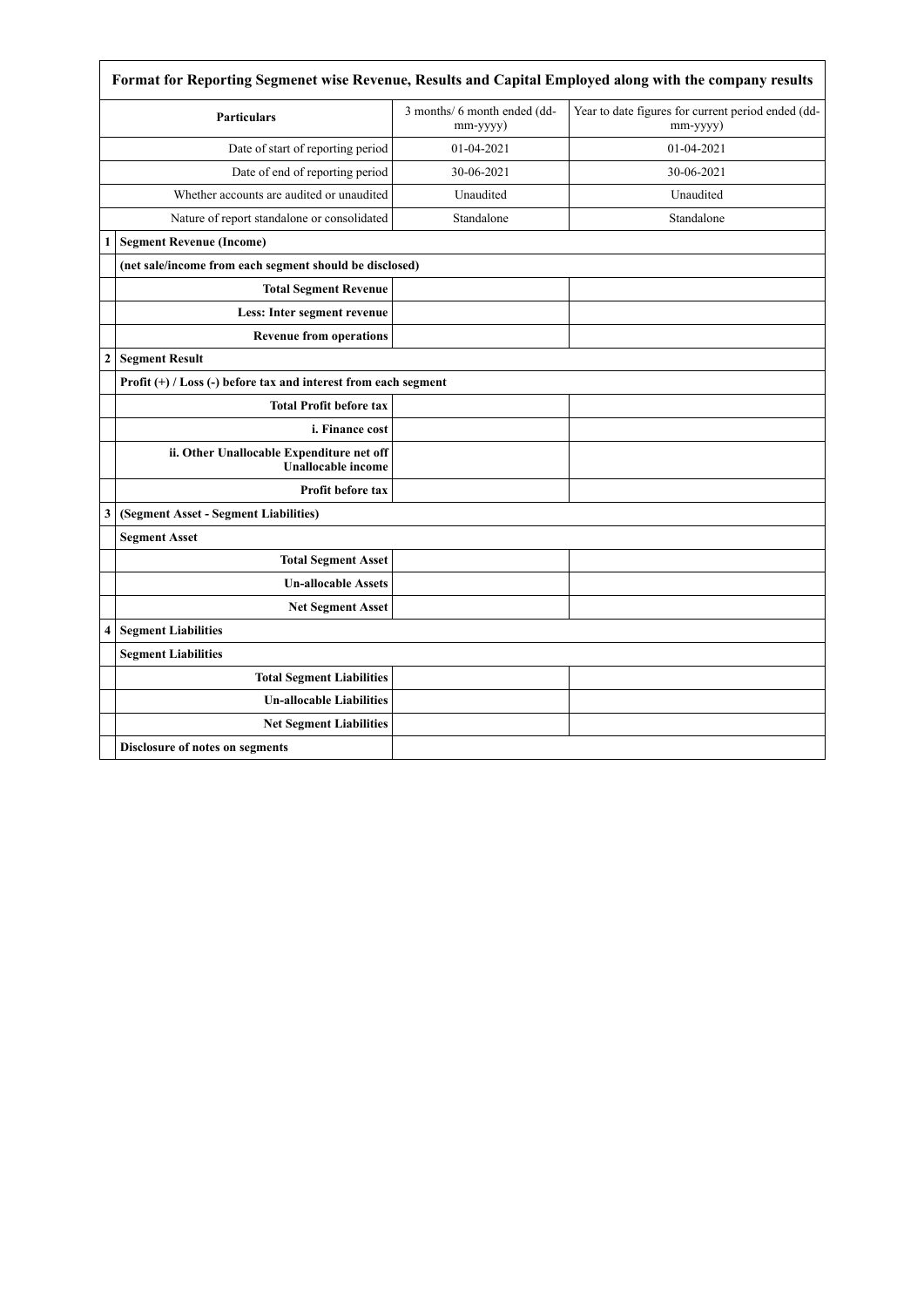| Format for Reporting Segmenet wise Revenue, Results and Capital Employed along with the company results | | | |
|---|---|---|---|
| | **Particulars** | 3 months/ 6 month ended (dd-mm-yyyy) | Year to date figures for current period ended (dd-mm-yyyy) |
| | Date of start of reporting period | 01-04-2021 | 01-04-2021 |
| | Date of end of reporting period | 30-06-2021 | 30-06-2021 |
| | Whether accounts are audited or unaudited | Unaudited | Unaudited |
| | Nature of report standalone or consolidated | Standalone | Standalone |
| **1** | **Segment Revenue (Income)** | | |
| | **(net sale/income from each segment should be disclosed)** | | |
| | **Total Segment Revenue** | | |
| | **Less: Inter segment revenue** | | |
| | **Revenue from operations** | | |
| **2** | **Segment Result** | | |
| | **Profit (+) / Loss (-) before tax and interest from each segment** | | |
| | **Total Profit before tax** | | |
| | **i. Finance cost** | | |
| | **ii. Other Unallocable Expenditure net off Unallocable income** | | |
| | **Profit before tax** | | |
| **3** | **(Segment Asset - Segment Liabilities)** | | |
| | **Segment Asset** | | |
| | **Total Segment Asset** | | |
| | **Un-allocable Assets** | | |
| | **Net Segment Asset** | | |
| **4** | **Segment Liabilities** | | |
| | **Segment Liabilities** | | |
| | **Total Segment Liabilities** | | |
| | **Un-allocable Liabilities** | | |
| | **Net Segment Liabilities** | | |
| | **Disclosure of notes on segments** | | |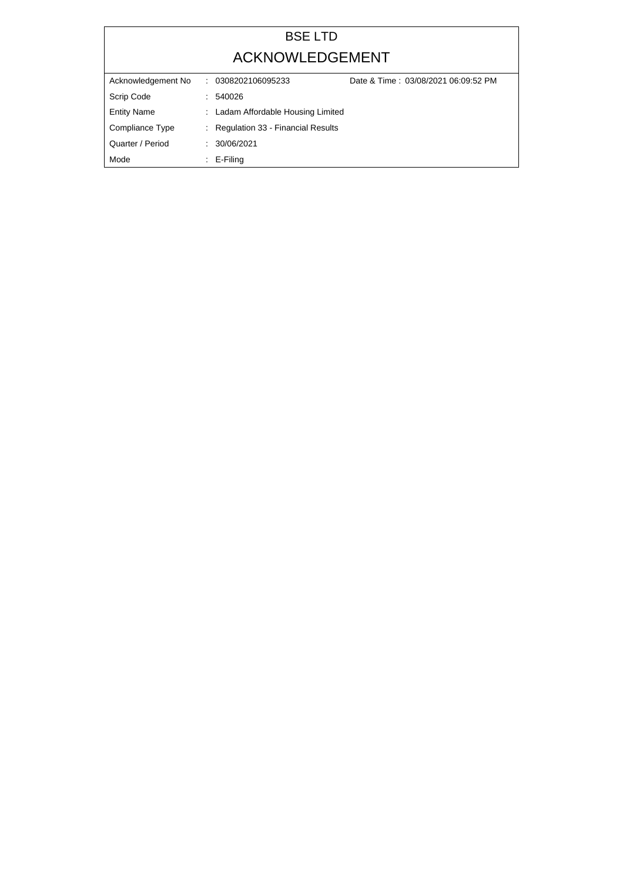# BSE LTD

## ACKNOWLEDGEMENT

| | | |
|---|---|---|
| Acknowledgement No | : 0308202106095233 | Date & Time : 03/08/2021 06:09:52 PM |
| Scrip Code | : 540026 | |
| Entity Name | : Ladam Affordable Housing Limited | |
| Compliance Type | : Regulation 33 - Financial Results | |
| Quarter / Period | : 30/06/2021 | |
| Mode | : E-Filing | |